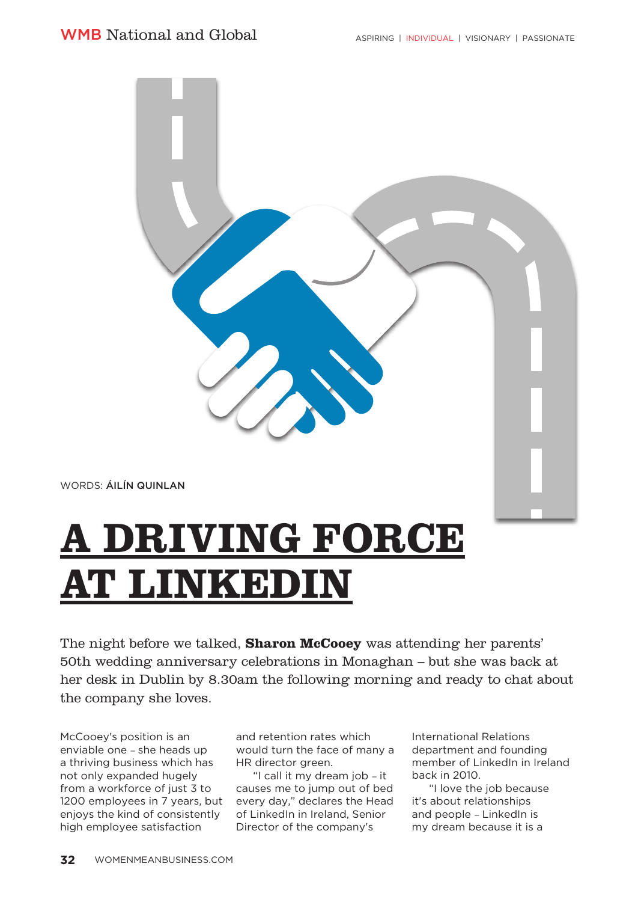WORDS: **ÁILÍN QUINLAN**

# A DRIVING FORCE AT LINKEDIN

The night before we talked, **Sharon McCooey** was attending her parents' 50th wedding anniversary celebrations in Monaghan – but she was back at her desk in Dublin by 8.30am the following morning and ready to chat about the company she loves.

McCooey's position is an enviable one – she heads up a thriving business which has not only expanded hugely from a workforce of just 3 to 1200 employees in 7 years, but enjoys the kind of consistently high employee satisfaction and retention rates which would turn the face of many a HR director green.

"I call it my dream job – it causes me to jump out of bed every day," declares the Head of LinkedIn in Ireland, Senior Director of the company's International Relations department and founding member of LinkedIn in Ireland back in 2010.

"I love the job because it's about relationships and people – LinkedIn is my dream because it is a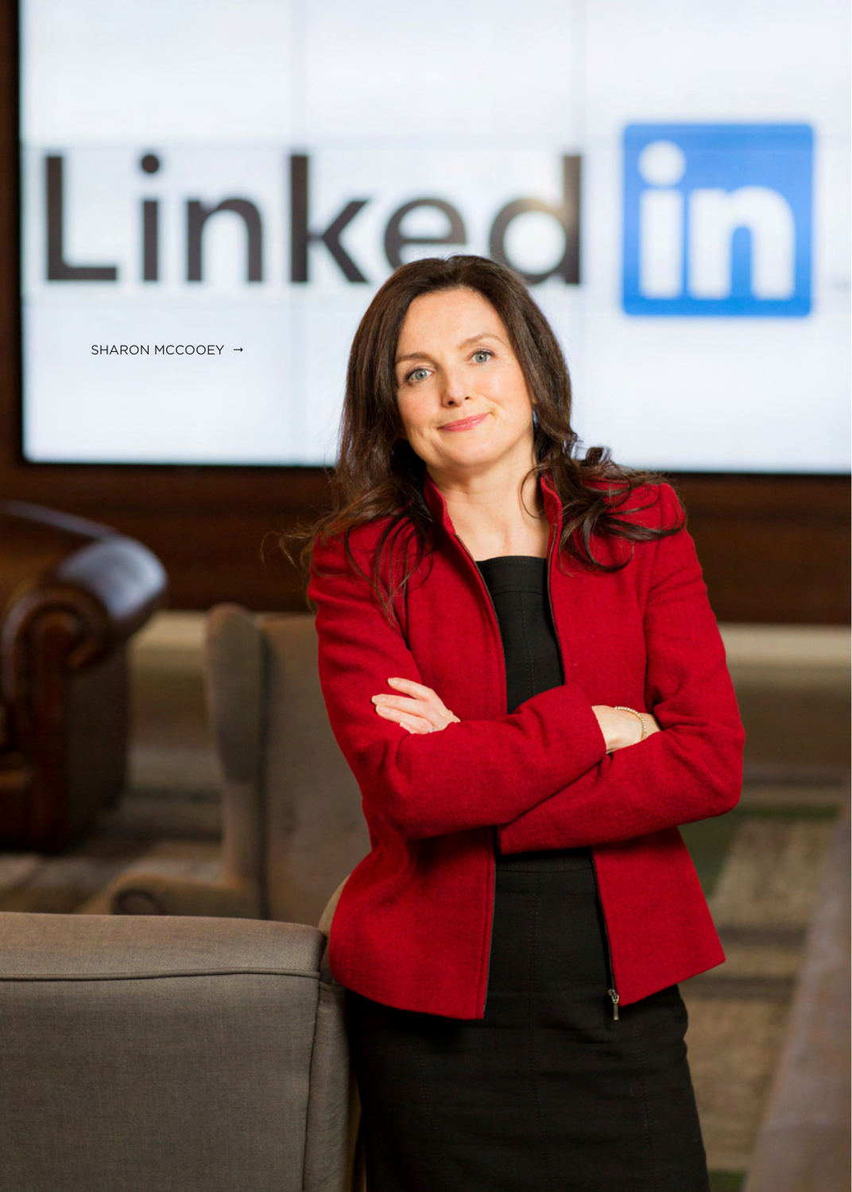SHARON MCCOOEY →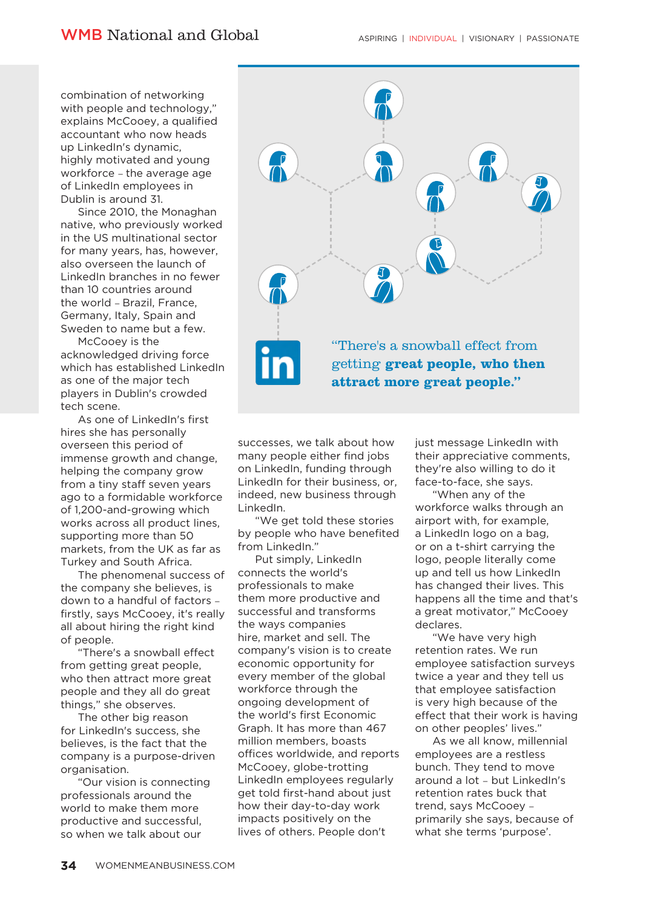combination of networking with people and technology," explains McCooey, a qualified accountant who now heads up LinkedIn's dynamic, highly motivated and young workforce – the average age of LinkedIn employees in Dublin is around 31.

Since 2010, the Monaghan native, who previously worked in the US multinational sector for many years, has, however, also overseen the launch of LinkedIn branches in no fewer than 10 countries around the world – Brazil, France, Germany, Italy, Spain and Sweden to name but a few.

McCooey is the acknowledged driving force which has established LinkedIn as one of the major tech players in Dublin's crowded tech scene.

As one of LinkedIn's first hires she has personally overseen this period of immense growth and change, helping the company grow from a tiny staff seven years ago to a formidable workforce of 1,200-and-growing which works across all product lines, supporting more than 50 markets, from the UK as far as Turkey and South Africa.

The phenomenal success of the company she believes, is down to a handful of factors – firstly, says McCooey, it's really all about hiring the right kind of people.

"There's a snowball effect from getting great people, who then attract more great people and they all do great things," she observes.

The other big reason for LinkedIn's success, she believes, is the fact that the company is a purpose-driven organisation.

"Our vision is connecting professionals around the world to make them more productive and successful, so when we talk about our successes, we talk about how many people either find jobs on LinkedIn, funding through LinkedIn for their business, or, indeed, new business through LinkedIn.

"We get told these stories by people who have benefited from LinkedIn."

> "There's a snowball effect from getting **great people, who then attract more great people.**"

Put simply, LinkedIn connects the world's professionals to make them more productive and successful and transforms the ways companies hire, market and sell. The company's vision is to create economic opportunity for every member of the global workforce through the ongoing development of the world's first Economic Graph. It has more than 467 million members, boasts offices worldwide, and reports McCooey, globe-trotting LinkedIn employees regularly get told first-hand about just how their day-to-day work impacts positively on the lives of others. People don't just message LinkedIn with their appreciative comments, they're also willing to do it face-to-face, she says.

"When any of the workforce walks through an airport with, for example, a LinkedIn logo on a bag, or on a t-shirt carrying the logo, people literally come up and tell us how LinkedIn has changed their lives. This happens all the time and that's a great motivator," McCooey declares.

"We have very high retention rates. We run employee satisfaction surveys twice a year and they tell us that employee satisfaction is very high because of the effect that their work is having on other peoples' lives."

As we all know, millennial employees are a restless bunch. They tend to move around a lot – but LinkedIn's retention rates buck that trend, says McCooey – primarily she says, because of what she terms 'purpose'.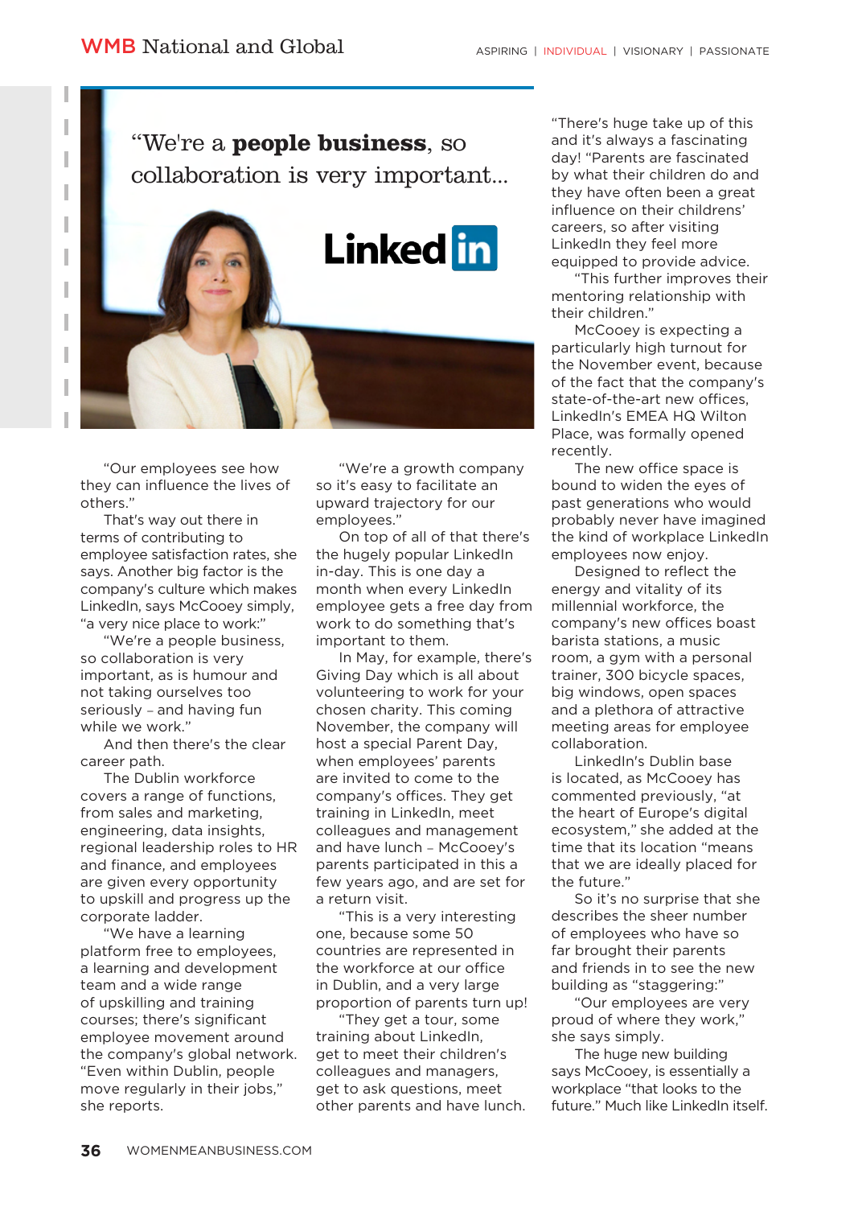"We're a **people business**, so collaboration is very important...

"Our employees see how they can influence the lives of others."

That's way out there in terms of contributing to employee satisfaction rates, she says. Another big factor is the company's culture which makes LinkedIn, says McCooey simply, "a very nice place to work:"

"We're a people business, so collaboration is very important, as is humour and not taking ourselves too seriously – and having fun while we work."

And then there's the clear career path.

The Dublin workforce covers a range of functions, from sales and marketing, engineering, data insights, regional leadership roles to HR and finance, and employees are given every opportunity to upskill and progress up the corporate ladder.

"We have a learning platform free to employees, a learning and development team and a wide range of upskilling and training courses; there's significant employee movement around the company's global network. "Even within Dublin, people move regularly in their jobs," she reports.

"We're a growth company so it's easy to facilitate an upward trajectory for our employees."

On top of all of that there's the hugely popular LinkedIn in-day. This is one day a month when every LinkedIn employee gets a free day from work to do something that's important to them.

In May, for example, there's Giving Day which is all about volunteering to work for your chosen charity. This coming November, the company will host a special Parent Day, when employees' parents are invited to come to the company's offices. They get training in LinkedIn, meet colleagues and management and have lunch – McCooey's parents participated in this a few years ago, and are set for a return visit.

"This is a very interesting one, because some 50 countries are represented in the workforce at our office in Dublin, and a very large proportion of parents turn up!

"They get a tour, some training about LinkedIn, get to meet their children's colleagues and managers, get to ask questions, meet other parents and have lunch.

"There's huge take up of this and it's always a fascinating day! "Parents are fascinated by what their children do and they have often been a great influence on their childrens' careers, so after visiting LinkedIn they feel more equipped to provide advice.

"This further improves their mentoring relationship with their children."

McCooey is expecting a particularly high turnout for the November event, because of the fact that the company's state-of-the-art new offices, LinkedIn's EMEA HQ Wilton Place, was formally opened recently.

The new office space is bound to widen the eyes of past generations who would probably never have imagined the kind of workplace LinkedIn employees now enjoy.

Designed to reflect the energy and vitality of its millennial workforce, the company's new offices boast barista stations, a music room, a gym with a personal trainer, 300 bicycle spaces, big windows, open spaces and a plethora of attractive meeting areas for employee collaboration.

LinkedIn's Dublin base is located, as McCooey has commented previously, "at the heart of Europe's digital ecosystem," she added at the time that its location "means that we are ideally placed for the future."

So it's no surprise that she describes the sheer number of employees who have so far brought their parents and friends in to see the new building as "staggering:"

"Our employees are very proud of where they work," she says simply.

The huge new building says McCooey, is essentially a workplace "that looks to the future." Much like LinkedIn itself.